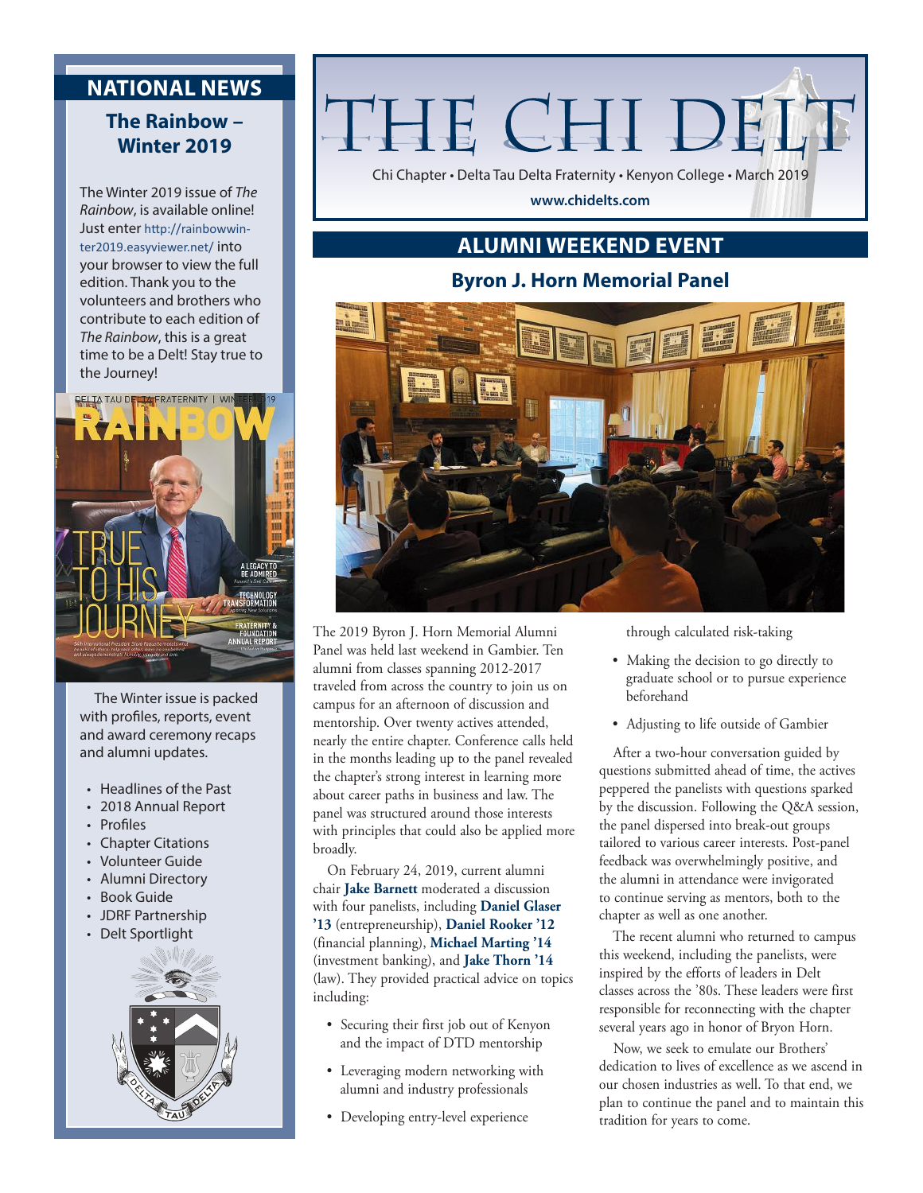# THE CHI DELT

Chi Chapter • Delta Tau Delta Fraternity • Kenyon College • March 2019

**www.chidelts.com**

## ALUMNI WEEKEND EVENT

### Byron J. Horn Memorial Panel

The 2019 Byron J. Horn Memorial Alumni Panel was held last weekend in Gambier. Ten alumni from classes spanning 2012-2017 traveled from across the country to join us on campus for an afternoon of discussion and mentorship. Over twenty actives attended, nearly the entire chapter. Conference calls held in the months leading up to the panel revealed the chapter's strong interest in learning more about career paths in business and law. The panel was structured around those interests with principles that could also be applied more broadly.

On February 24, 2019, current alumni chair **Jake Barnett** moderated a discussion with four panelists, including **Daniel Glaser '13** (entrepreneurship), **Daniel Rooker '12** (financial planning), **Michael Marting '14** (investment banking), and **Jake Thorn '14** (law). They provided practical advice on topics including:

- Securing their first job out of Kenyon and the impact of DTD mentorship
- Leveraging modern networking with alumni and industry professionals
- Developing entry-level experience through calculated risk-taking
- Making the decision to go directly to graduate school or to pursue experience beforehand
- Adjusting to life outside of Gambier

After a two-hour conversation guided by questions submitted ahead of time, the actives peppered the panelists with questions sparked by the discussion. Following the Q&A session, the panel dispersed into break-out groups tailored to various career interests. Post-panel feedback was overwhelmingly positive, and the alumni in attendance were invigorated to continue serving as mentors, both to the chapter as well as one another.

The recent alumni who returned to campus this weekend, including the panelists, were inspired by the efforts of leaders in Delt classes across the '80s. These leaders were first responsible for reconnecting with the chapter several years ago in honor of Bryon Horn.

Now, we seek to emulate our Brothers' dedication to lives of excellence as we ascend in our chosen industries as well. To that end, we plan to continue the panel and to maintain this tradition for years to come.

## NATIONAL NEWS

### The Rainbow – Winter 2019

The Winter 2019 issue of *The Rainbow*, is available online! Just enter http://rainbowwinter2019.easyviewer.net/ into your browser to view the full edition. Thank you to the volunteers and brothers who contribute to each edition of *The Rainbow*, this is a great time to be a Delt! Stay true to the Journey!

The Winter issue is packed with profiles, reports, event and award ceremony recaps and alumni updates.

- Headlines of the Past
- 2018 Annual Report
- Profiles
- Chapter Citations
- Volunteer Guide
- Alumni Directory
- Book Guide
- JDRF Partnership
- Delt Sportlight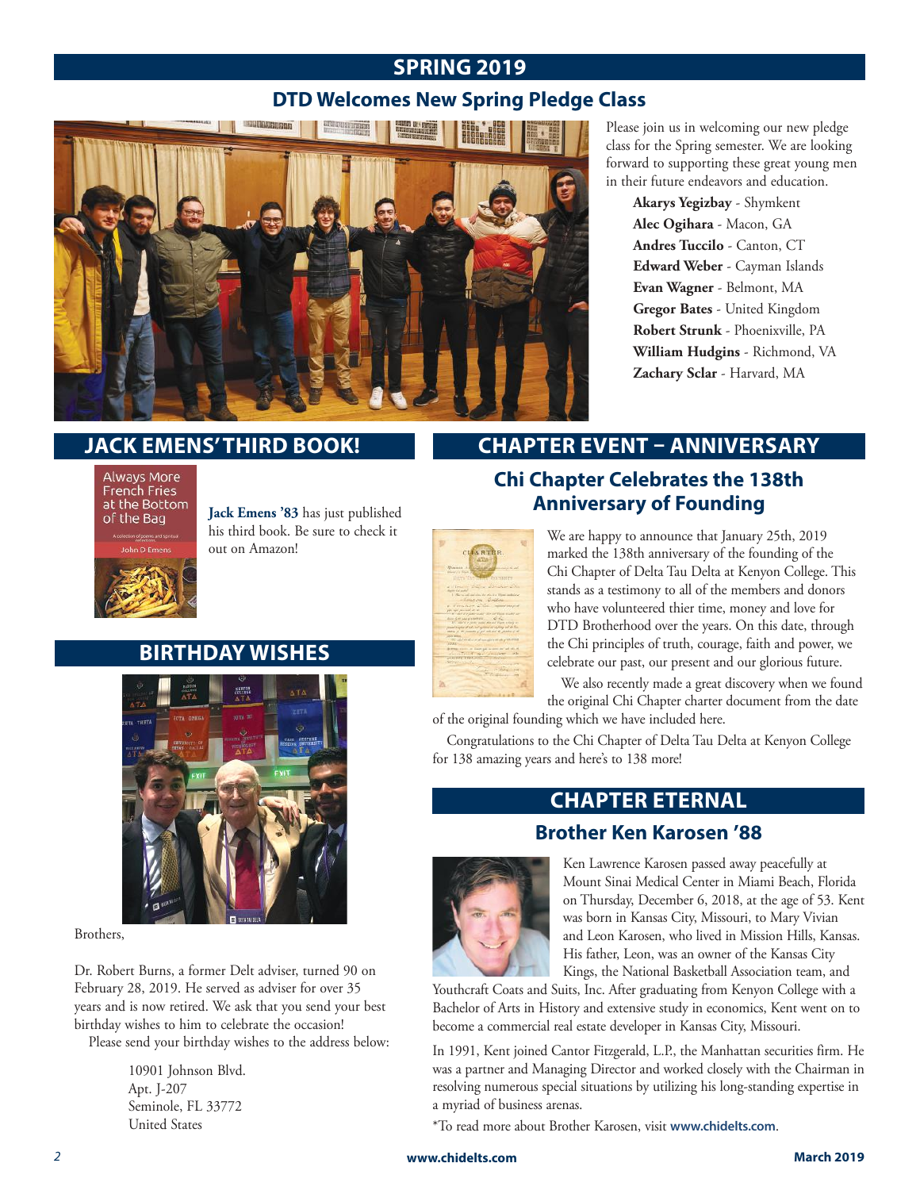# SPRING 2019

## DTD Welcomes New Spring Pledge Class

Please join us in welcoming our new pledge class for the Spring semester. We are looking forward to supporting these great young men in their future endeavors and education.

**Akarys Yegizbay** - Shymkent
**Alec Ogihara** - Macon, GA
**Andres Tuccilo** - Canton, CT
**Edward Weber** - Cayman Islands
**Evan Wagner** - Belmont, MA
**Gregor Bates** - United Kingdom
**Robert Strunk** - Phoenixville, PA
**William Hudgins** - Richmond, VA
**Zachary Sclar** - Harvard, MA

# JACK EMENS' THIRD BOOK!

Always More French Fries at the Bottom of the Bag

A collection of poems and spiritual reflections

John D Emens

**Jack Emens '83** has just published his third book. Be sure to check it out on Amazon!

# BIRTHDAY WISHES

Brothers,

Dr. Robert Burns, a former Delt adviser, turned 90 on February 28, 2019. He served as adviser for over 35 years and is now retired. We ask that you send your best birthday wishes to him to celebrate the occasion!

Please send your birthday wishes to the address below:

10901 Johnson Blvd.
Apt. J-207
Seminole, FL 33772
United States

# CHAPTER EVENT – ANNIVERSARY

## Chi Chapter Celebrates the 138th Anniversary of Founding

We are happy to announce that January 25th, 2019 marked the 138th anniversary of the founding of the Chi Chapter of Delta Tau Delta at Kenyon College. This stands as a testimony to all of the members and donors who have volunteered thier time, money and love for DTD Brotherhood over the years. On this date, through the Chi principles of truth, courage, faith and power, we celebrate our past, our present and our glorious future.

We also recently made a great discovery when we found the original Chi Chapter charter document from the date of the original founding which we have included here.

Congratulations to the Chi Chapter of Delta Tau Delta at Kenyon College for 138 amazing years and here's to 138 more!

# CHAPTER ETERNAL

## Brother Ken Karosen '88

Ken Lawrence Karosen passed away peacefully at Mount Sinai Medical Center in Miami Beach, Florida on Thursday, December 6, 2018, at the age of 53. Kent was born in Kansas City, Missouri, to Mary Vivian and Leon Karosen, who lived in Mission Hills, Kansas. His father, Leon, was an owner of the Kansas City Kings, the National Basketball Association team, and Youthcraft Coats and Suits, Inc. After graduating from Kenyon College with a Bachelor of Arts in History and extensive study in economics, Kent went on to become a commercial real estate developer in Kansas City, Missouri.

In 1991, Kent joined Cantor Fitzgerald, L.P., the Manhattan securities firm. He was a partner and Managing Director and worked closely with the Chairman in resolving numerous special situations by utilizing his long-standing expertise in a myriad of business arenas.

*To read more about Brother Karosen, visit **www.chidelts.com**.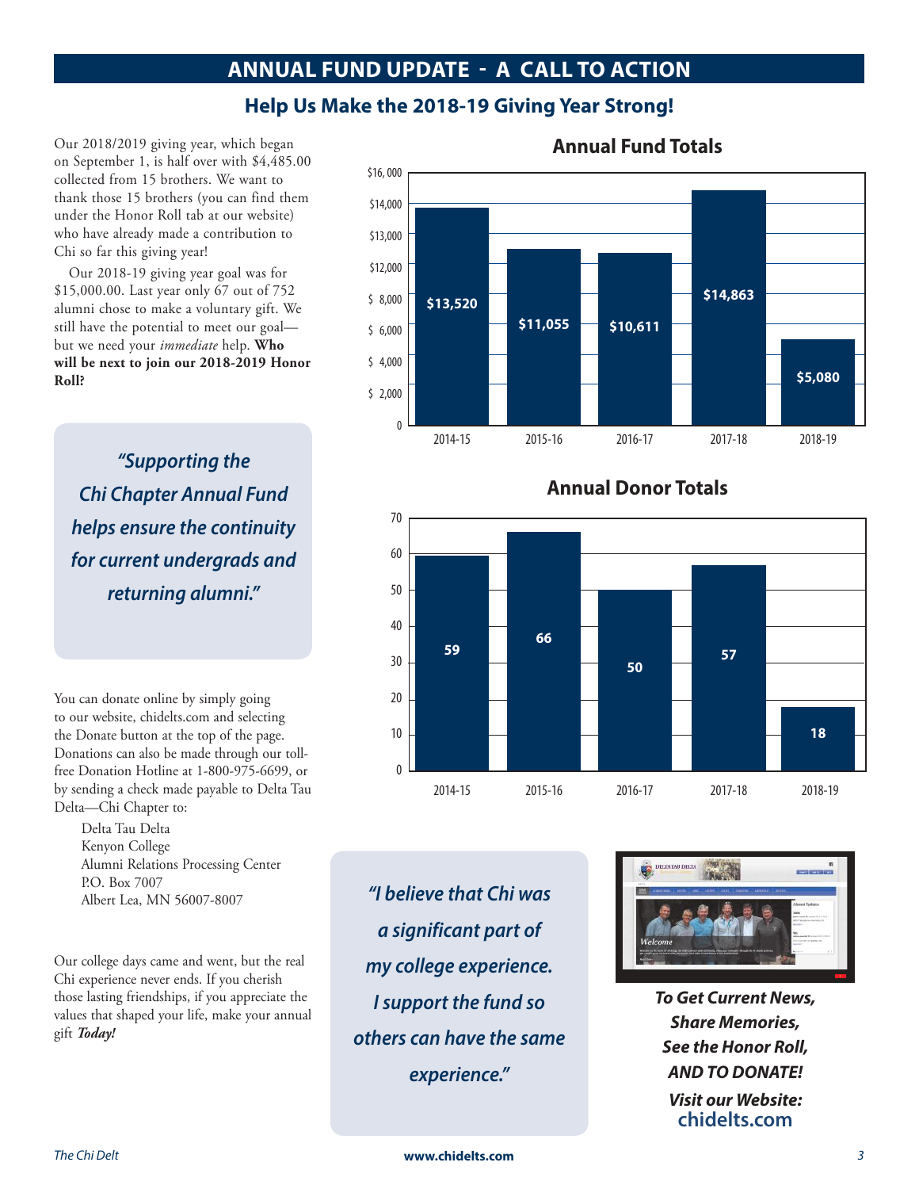# ANNUAL FUND UPDATE - A CALL TO ACTION

## Help Us Make the 2018-19 Giving Year Strong!

Our 2018/2019 giving year, which began on September 1, is half over with $4,485.00 collected from 15 brothers. We want to thank those 15 brothers (you can find them under the Honor Roll tab at our website) who have already made a contribution to Chi so far this giving year!

Our 2018-19 giving year goal was for $15,000.00. Last year only 67 out of 752 alumni chose to make a voluntary gift. We still have the potential to meet our goal—but we need your *immediate* help. **Who will be next to join our 2018-2019 Honor Roll?**

> ***"Supporting the Chi Chapter Annual Fund helps ensure the continuity for current undergrads and returning alumni."***

### Annual Fund Totals

| Year | Total |
|---|---|
| 2014-15 | $13,520 |
| 2015-16 | $11,055 |
| 2016-17 | $10,611 |
| 2017-18 | $14,863 |
| 2018-19 | $5,080 |

### Annual Donor Totals

| Year | Donors |
|---|---|
| 2014-15 | 59 |
| 2015-16 | 66 |
| 2016-17 | 50 |
| 2017-18 | 57 |
| 2018-19 | 18 |

You can donate online by simply going to our website, chidelts.com and selecting the Donate button at the top of the page. Donations can also be made through our toll-free Donation Hotline at 1-800-975-6699, or by sending a check made payable to Delta Tau Delta—Chi Chapter to:

Delta Tau Delta  
Kenyon College  
Alumni Relations Processing Center  
P.O. Box 7007  
Albert Lea, MN 56007-8007

Our college days came and went, but the real Chi experience never ends. If you cherish those lasting friendships, if you appreciate the values that shaped your life, make your annual gift ***Today!***

> ***"I believe that Chi was a significant part of my college experience. I support the fund so others can have the same experience."***

***To Get Current News, Share Memories, See the Honor Roll, AND TO DONATE!***

***Visit our Website:***  
**chidelts.com**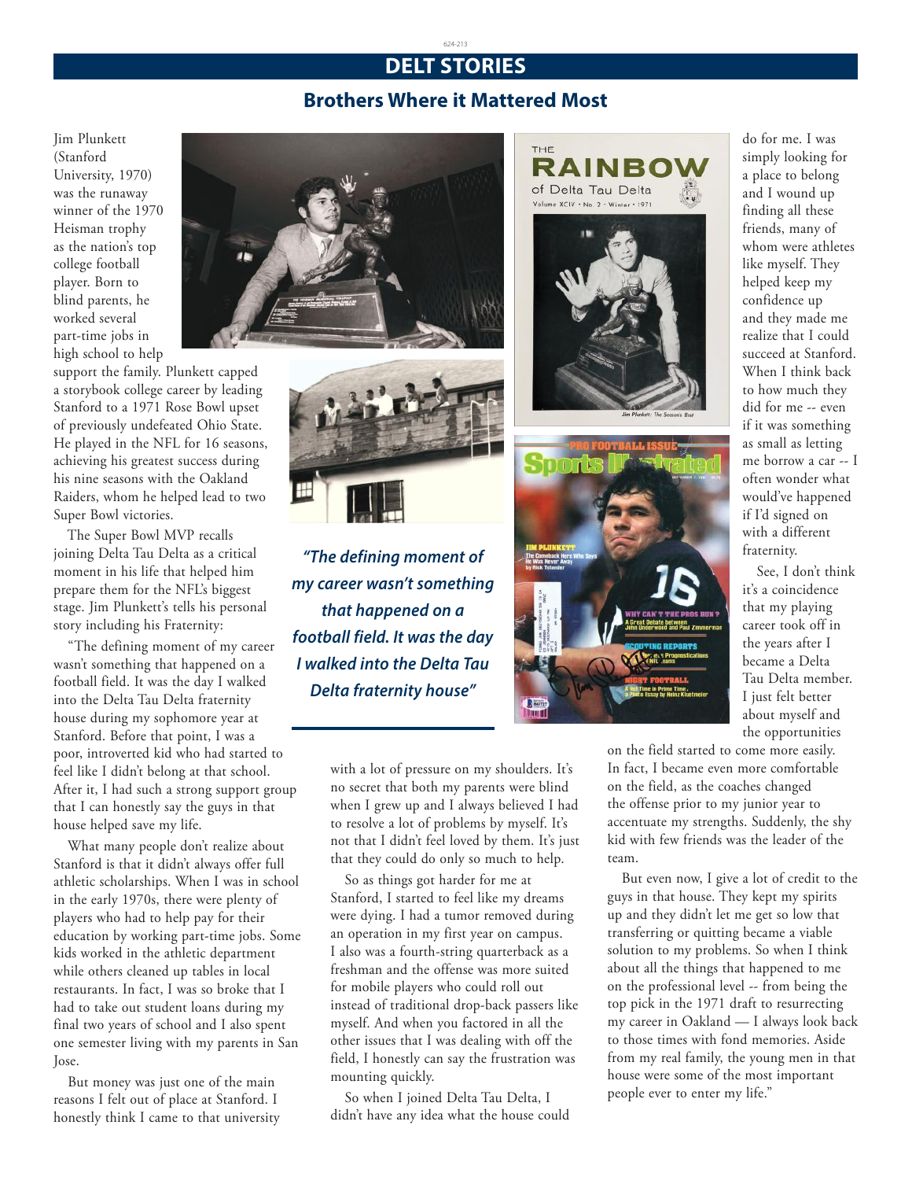# DELT STORIES

## Brothers Where it Mattered Most

Jim Plunkett (Stanford University, 1970) was the runaway winner of the 1970 Heisman trophy as the nation's top college football player. Born to blind parents, he worked several part-time jobs in high school to help support the family. Plunkett capped a storybook college career by leading Stanford to a 1971 Rose Bowl upset of previously undefeated Ohio State. He played in the NFL for 16 seasons, achieving his greatest success during his nine seasons with the Oakland Raiders, whom he helped lead to two Super Bowl victories.

The Super Bowl MVP recalls joining Delta Tau Delta as a critical moment in his life that helped him prepare them for the NFL's biggest stage. Jim Plunkett's tells his personal story including his Fraternity:

***"The defining moment of my career wasn't something that happened on a football field. It was the day I walked into the Delta Tau Delta fraternity house"***

"The defining moment of my career wasn't something that happened on a football field. It was the day I walked into the Delta Tau Delta fraternity house during my sophomore year at Stanford. Before that point, I was a poor, introverted kid who had started to feel like I didn't belong at that school. After it, I had such a strong support group that I can honestly say the guys in that house helped save my life.

What many people don't realize about Stanford is that it didn't always offer full athletic scholarships. When I was in school in the early 1970s, there were plenty of players who had to help pay for their education by working part-time jobs. Some kids worked in the athletic department while others cleaned up tables in local restaurants. In fact, I was so broke that I had to take out student loans during my final two years of school and I also spent one semester living with my parents in San Jose.

But money was just one of the main reasons I felt out of place at Stanford. I honestly think I came to that university with a lot of pressure on my shoulders. It's no secret that both my parents were blind when I grew up and I always believed I had to resolve a lot of problems by myself. It's not that I didn't feel loved by them. It's just that they could do only so much to help.

So as things got harder for me at Stanford, I started to feel like my dreams were dying. I had a tumor removed during an operation in my first year on campus. I also was a fourth-string quarterback as a freshman and the offense was more suited for mobile players who could roll out instead of traditional drop-back passers like myself. And when you factored in all the other issues that I was dealing with off the field, I honestly can say the frustration was mounting quickly.

So when I joined Delta Tau Delta, I didn't have any idea what the house could do for me. I was simply looking for a place to belong and I wound up finding all these friends, many of whom were athletes like myself. They helped keep my confidence up and they made me realize that I could succeed at Stanford. When I think back to how much they did for me -- even if it was something as small as letting me borrow a car -- I often wonder what would've happened if I'd signed on with a different fraternity.

See, I don't think it's a coincidence that my playing career took off in the years after I became a Delta Tau Delta member. I just felt better about myself and the opportunities on the field started to come more easily. In fact, I became even more comfortable on the field, as the coaches changed the offense prior to my junior year to accentuate my strengths. Suddenly, the shy kid with few friends was the leader of the team.

But even now, I give a lot of credit to the guys in that house. They kept my spirits up and they didn't let me get so low that transferring or quitting became a viable solution to my problems. So when I think about all the things that happened to me on the professional level -- from being the top pick in the 1971 draft to resurrecting my career in Oakland — I always look back to those times with fond memories. Aside from my real family, the young men in that house were some of the most important people ever to enter my life."